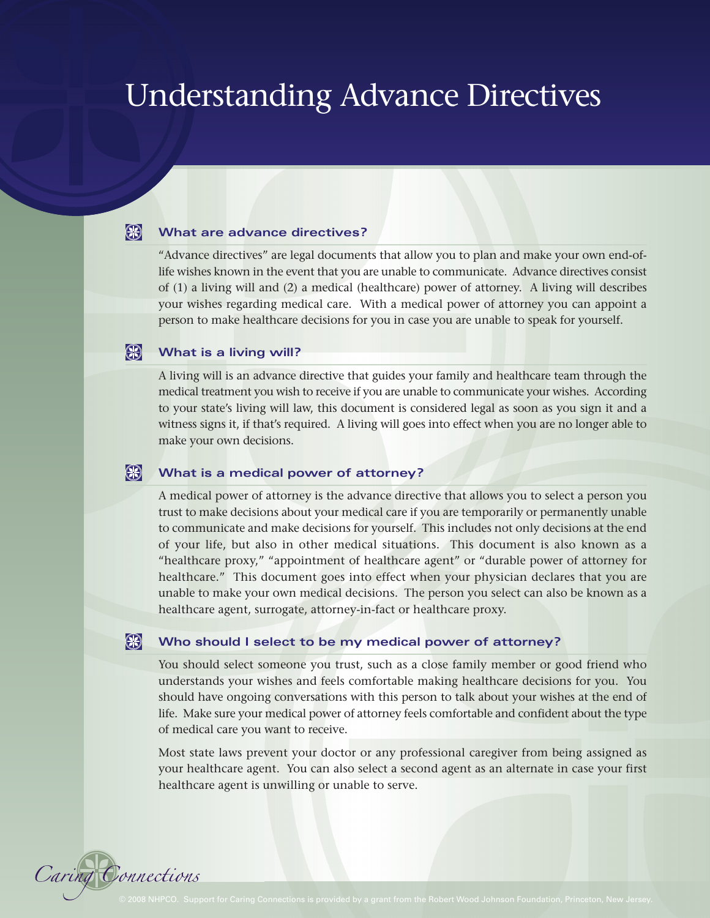# Understanding Advance Directives

## What are advance directives?

"Advance directives" are legal documents that allow you to plan and make your own end-of-life wishes known in the event that you are unable to communicate. Advance directives consist of (1) a living will and (2) a medical (healthcare) power of attorney. A living will describes your wishes regarding medical care. With a medical power of attorney you can appoint a person to make healthcare decisions for you in case you are unable to speak for yourself.

## What is a living will?

A living will is an advance directive that guides your family and healthcare team through the medical treatment you wish to receive if you are unable to communicate your wishes. According to your state's living will law, this document is considered legal as soon as you sign it and a witness signs it, if that's required. A living will goes into effect when you are no longer able to make your own decisions.

## What is a medical power of attorney?

A medical power of attorney is the advance directive that allows you to select a person you trust to make decisions about your medical care if you are temporarily or permanently unable to communicate and make decisions for yourself. This includes not only decisions at the end of your life, but also in other medical situations. This document is also known as a "healthcare proxy," "appointment of healthcare agent" or "durable power of attorney for healthcare." This document goes into effect when your physician declares that you are unable to make your own medical decisions. The person you select can also be known as a healthcare agent, surrogate, attorney-in-fact or healthcare proxy.

## Who should I select to be my medical power of attorney?

You should select someone you trust, such as a close family member or good friend who understands your wishes and feels comfortable making healthcare decisions for you. You should have ongoing conversations with this person to talk about your wishes at the end of life. Make sure your medical power of attorney feels comfortable and confident about the type of medical care you want to receive.

Most state laws prevent your doctor or any professional caregiver from being assigned as your healthcare agent. You can also select a second agent as an alternate in case your first healthcare agent is unwilling or unable to serve.

Caring Connections

© 2008 NHPCO. Support for Caring Connections is provided by a grant from the Robert Wood Johnson Foundation, Princeton, New Jersey.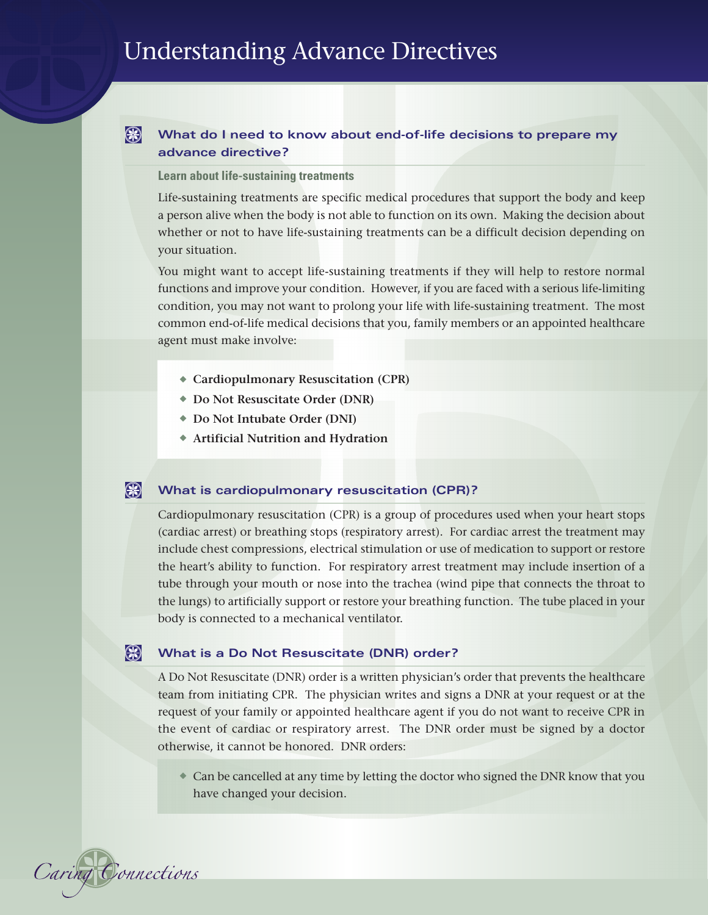# Understanding Advance Directives

## What do I need to know about end-of-life decisions to prepare my advance directive?

### Learn about life-sustaining treatments

Life-sustaining treatments are specific medical procedures that support the body and keep a person alive when the body is not able to function on its own. Making the decision about whether or not to have life-sustaining treatments can be a difficult decision depending on your situation.

You might want to accept life-sustaining treatments if they will help to restore normal functions and improve your condition. However, if you are faced with a serious life-limiting condition, you may not want to prolong your life with life-sustaining treatment. The most common end-of-life medical decisions that you, family members or an appointed healthcare agent must make involve:

- **Cardiopulmonary Resuscitation (CPR)**
- **Do Not Resuscitate Order (DNR)**
- **Do Not Intubate Order (DNI)**
- **Artificial Nutrition and Hydration**

## What is cardiopulmonary resuscitation (CPR)?

Cardiopulmonary resuscitation (CPR) is a group of procedures used when your heart stops (cardiac arrest) or breathing stops (respiratory arrest). For cardiac arrest the treatment may include chest compressions, electrical stimulation or use of medication to support or restore the heart's ability to function. For respiratory arrest treatment may include insertion of a tube through your mouth or nose into the trachea (wind pipe that connects the throat to the lungs) to artificially support or restore your breathing function. The tube placed in your body is connected to a mechanical ventilator.

## What is a Do Not Resuscitate (DNR) order?

A Do Not Resuscitate (DNR) order is a written physician's order that prevents the healthcare team from initiating CPR. The physician writes and signs a DNR at your request or at the request of your family or appointed healthcare agent if you do not want to receive CPR in the event of cardiac or respiratory arrest. The DNR order must be signed by a doctor otherwise, it cannot be honored. DNR orders:

- Can be cancelled at any time by letting the doctor who signed the DNR know that you have changed your decision.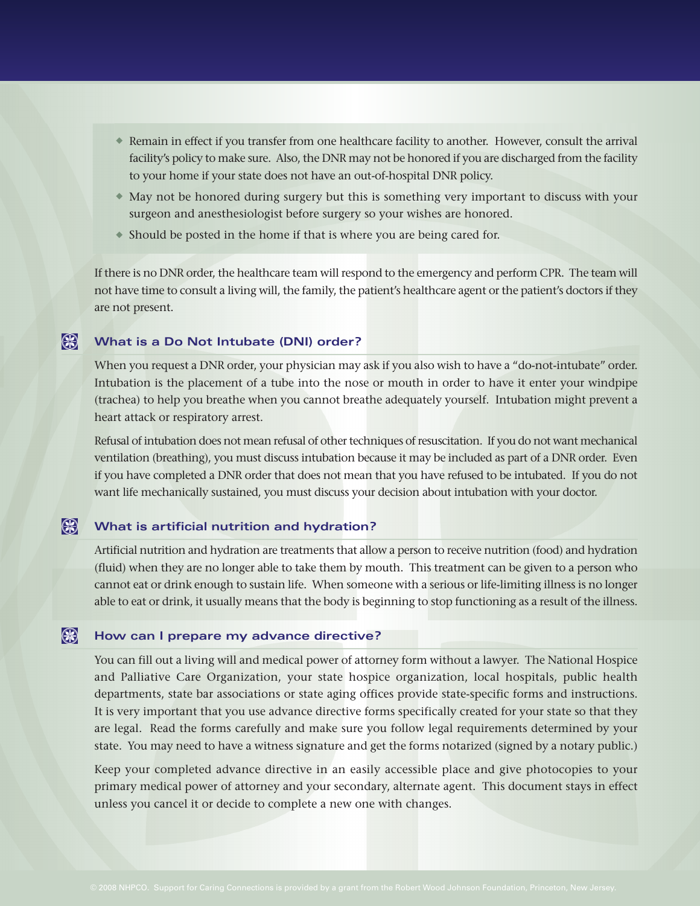- Remain in effect if you transfer from one healthcare facility to another. However, consult the arrival facility's policy to make sure. Also, the DNR may not be honored if you are discharged from the facility to your home if your state does not have an out-of-hospital DNR policy.
- May not be honored during surgery but this is something very important to discuss with your surgeon and anesthesiologist before surgery so your wishes are honored.
- Should be posted in the home if that is where you are being cared for.

If there is no DNR order, the healthcare team will respond to the emergency and perform CPR. The team will not have time to consult a living will, the family, the patient's healthcare agent or the patient's doctors if they are not present.

## What is a Do Not Intubate (DNI) order?

When you request a DNR order, your physician may ask if you also wish to have a "do-not-intubate" order. Intubation is the placement of a tube into the nose or mouth in order to have it enter your windpipe (trachea) to help you breathe when you cannot breathe adequately yourself. Intubation might prevent a heart attack or respiratory arrest.

Refusal of intubation does not mean refusal of other techniques of resuscitation. If you do not want mechanical ventilation (breathing), you must discuss intubation because it may be included as part of a DNR order. Even if you have completed a DNR order that does not mean that you have refused to be intubated. If you do not want life mechanically sustained, you must discuss your decision about intubation with your doctor.

## What is artificial nutrition and hydration?

Artificial nutrition and hydration are treatments that allow a person to receive nutrition (food) and hydration (fluid) when they are no longer able to take them by mouth. This treatment can be given to a person who cannot eat or drink enough to sustain life. When someone with a serious or life-limiting illness is no longer able to eat or drink, it usually means that the body is beginning to stop functioning as a result of the illness.

## How can I prepare my advance directive?

You can fill out a living will and medical power of attorney form without a lawyer. The National Hospice and Palliative Care Organization, your state hospice organization, local hospitals, public health departments, state bar associations or state aging offices provide state-specific forms and instructions. It is very important that you use advance directive forms specifically created for your state so that they are legal. Read the forms carefully and make sure you follow legal requirements determined by your state. You may need to have a witness signature and get the forms notarized (signed by a notary public.)

Keep your completed advance directive in an easily accessible place and give photocopies to your primary medical power of attorney and your secondary, alternate agent. This document stays in effect unless you cancel it or decide to complete a new one with changes.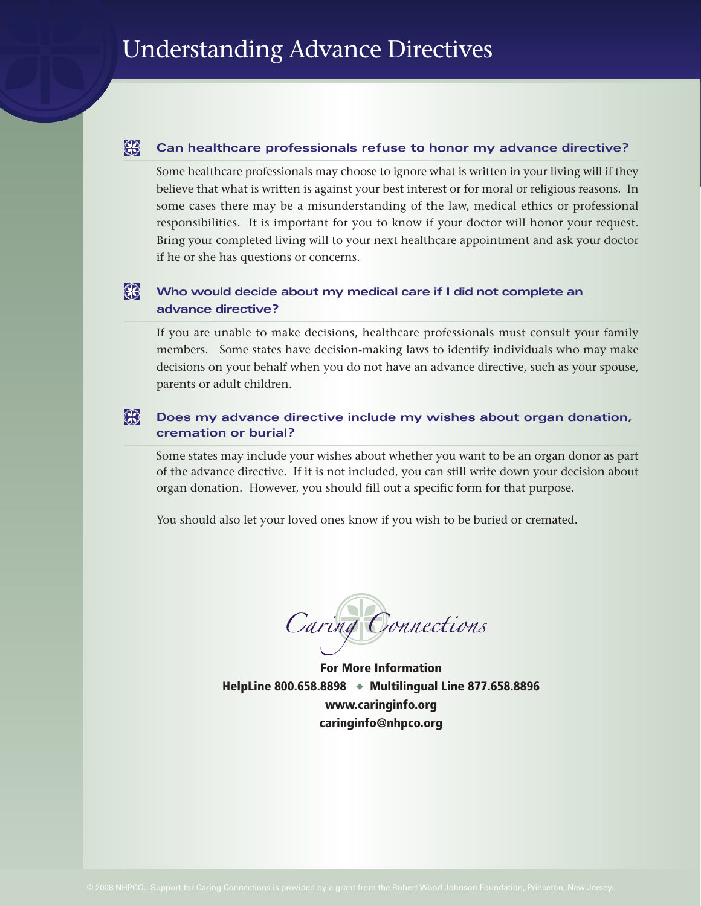# Understanding Advance Directives

### Can healthcare professionals refuse to honor my advance directive?

Some healthcare professionals may choose to ignore what is written in your living will if they believe that what is written is against your best interest or for moral or religious reasons. In some cases there may be a misunderstanding of the law, medical ethics or professional responsibilities. It is important for you to know if your doctor will honor your request. Bring your completed living will to your next healthcare appointment and ask your doctor if he or she has questions or concerns.

### Who would decide about my medical care if I did not complete an advance directive?

If you are unable to make decisions, healthcare professionals must consult your family members. Some states have decision-making laws to identify individuals who may make decisions on your behalf when you do not have an advance directive, such as your spouse, parents or adult children.

### Does my advance directive include my wishes about organ donation, cremation or burial?

Some states may include your wishes about whether you want to be an organ donor as part of the advance directive. If it is not included, you can still write down your decision about organ donation. However, you should fill out a specific form for that purpose.

You should also let your loved ones know if you wish to be buried or cremated.

*Caring Connections*

**For More Information**
**HelpLine 800.658.8898 ◆ Multilingual Line 877.658.8896**
**www.caringinfo.org**
**caringinfo@nhpco.org**

© 2008 NHPCO. Support for Caring Connections is provided by a grant from the Robert Wood Johnson Foundation, Princeton, New Jersey.